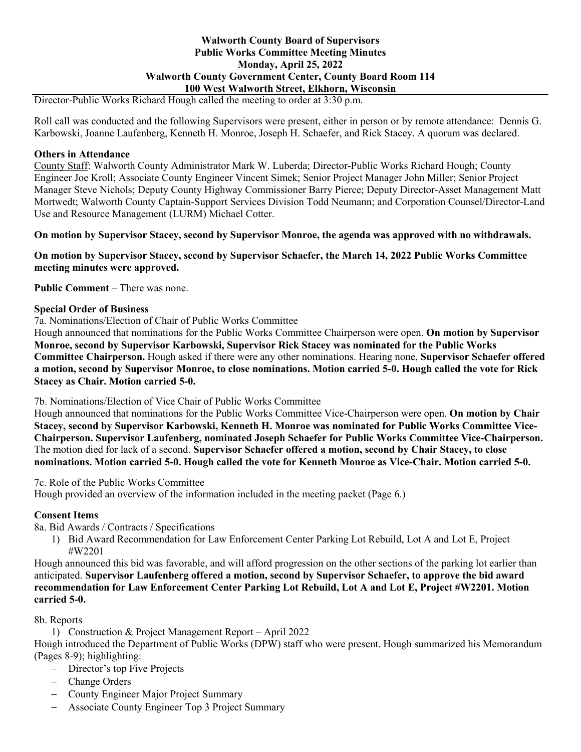# Walworth County Board of Supervisors
## Public Works Committee Meeting Minutes
## Monday, April 25, 2022
## Walworth County Government Center, County Board Room 114
## 100 West Walworth Street, Elkhorn, Wisconsin

Director-Public Works Richard Hough called the meeting to order at 3:30 p.m.

Roll call was conducted and the following Supervisors were present, either in person or by remote attendance: Dennis G. Karbowski, Joanne Laufenberg, Kenneth H. Monroe, Joseph H. Schaefer, and Rick Stacey. A quorum was declared.

**Others in Attendance**

County Staff: Walworth County Administrator Mark W. Luberda; Director-Public Works Richard Hough; County Engineer Joe Kroll; Associate County Engineer Vincent Simek; Senior Project Manager John Miller; Senior Project Manager Steve Nichols; Deputy County Highway Commissioner Barry Pierce; Deputy Director-Asset Management Matt Mortwedt; Walworth County Captain-Support Services Division Todd Neumann; and Corporation Counsel/Director-Land Use and Resource Management (LURM) Michael Cotter.

**On motion by Supervisor Stacey, second by Supervisor Monroe, the agenda was approved with no withdrawals.**

**On motion by Supervisor Stacey, second by Supervisor Schaefer, the March 14, 2022 Public Works Committee meeting minutes were approved.**

**Public Comment** – There was none.

**Special Order of Business**

7a. Nominations/Election of Chair of Public Works Committee

Hough announced that nominations for the Public Works Committee Chairperson were open. **On motion by Supervisor Monroe, second by Supervisor Karbowski, Supervisor Rick Stacey was nominated for the Public Works Committee Chairperson.** Hough asked if there were any other nominations. Hearing none, **Supervisor Schaefer offered a motion, second by Supervisor Monroe, to close nominations. Motion carried 5-0. Hough called the vote for Rick Stacey as Chair. Motion carried 5-0.**

7b. Nominations/Election of Vice Chair of Public Works Committee

Hough announced that nominations for the Public Works Committee Vice-Chairperson were open. **On motion by Chair Stacey, second by Supervisor Karbowski, Kenneth H. Monroe was nominated for Public Works Committee Vice-Chairperson. Supervisor Laufenberg, nominated Joseph Schaefer for Public Works Committee Vice-Chairperson.** The motion died for lack of a second. **Supervisor Schaefer offered a motion, second by Chair Stacey, to close nominations. Motion carried 5-0. Hough called the vote for Kenneth Monroe as Vice-Chair. Motion carried 5-0.**

7c. Role of the Public Works Committee

Hough provided an overview of the information included in the meeting packet (Page 6.)

**Consent Items**

8a. Bid Awards / Contracts / Specifications

1) Bid Award Recommendation for Law Enforcement Center Parking Lot Rebuild, Lot A and Lot E, Project #W2201

Hough announced this bid was favorable, and will afford progression on the other sections of the parking lot earlier than anticipated. **Supervisor Laufenberg offered a motion, second by Supervisor Schaefer, to approve the bid award recommendation for Law Enforcement Center Parking Lot Rebuild, Lot A and Lot E, Project #W2201. Motion carried 5-0.**

8b. Reports

1) Construction & Project Management Report – April 2022

Hough introduced the Department of Public Works (DPW) staff who were present. Hough summarized his Memorandum (Pages 8-9); highlighting:

- Director's top Five Projects
- Change Orders
- County Engineer Major Project Summary
- Associate County Engineer Top 3 Project Summary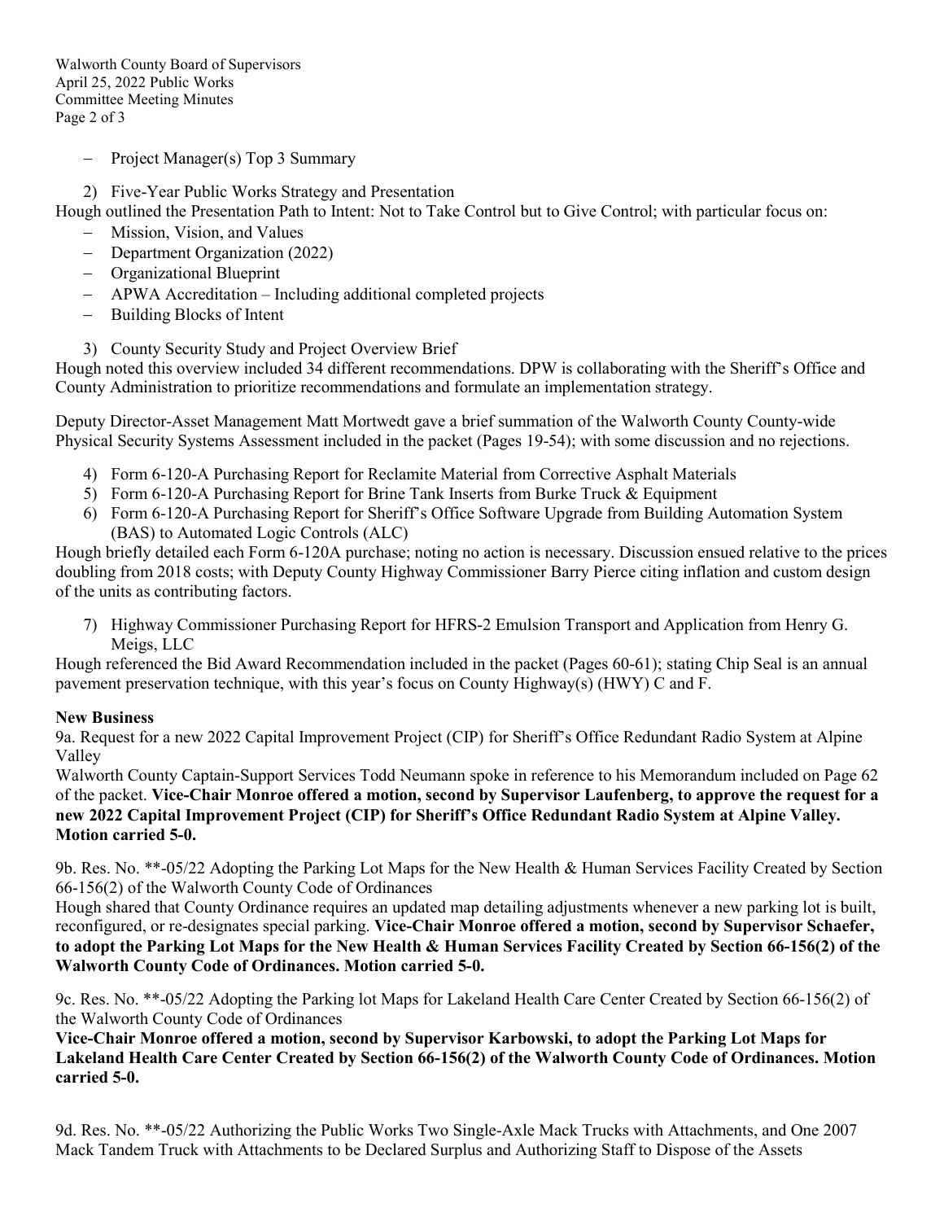- Project Manager(s) Top 3 Summary

2) Five-Year Public Works Strategy and Presentation

Hough outlined the Presentation Path to Intent: Not to Take Control but to Give Control; with particular focus on:

- Mission, Vision, and Values
- Department Organization (2022)
- Organizational Blueprint
- APWA Accreditation – Including additional completed projects
- Building Blocks of Intent

3) County Security Study and Project Overview Brief

Hough noted this overview included 34 different recommendations. DPW is collaborating with the Sheriff's Office and County Administration to prioritize recommendations and formulate an implementation strategy.

Deputy Director-Asset Management Matt Mortwedt gave a brief summation of the Walworth County County-wide Physical Security Systems Assessment included in the packet (Pages 19-54); with some discussion and no rejections.

4) Form 6-120-A Purchasing Report for Reclamite Material from Corrective Asphalt Materials
5) Form 6-120-A Purchasing Report for Brine Tank Inserts from Burke Truck & Equipment
6) Form 6-120-A Purchasing Report for Sheriff's Office Software Upgrade from Building Automation System (BAS) to Automated Logic Controls (ALC)

Hough briefly detailed each Form 6-120A purchase; noting no action is necessary. Discussion ensued relative to the prices doubling from 2018 costs; with Deputy County Highway Commissioner Barry Pierce citing inflation and custom design of the units as contributing factors.

7) Highway Commissioner Purchasing Report for HFRS-2 Emulsion Transport and Application from Henry G. Meigs, LLC

Hough referenced the Bid Award Recommendation included in the packet (Pages 60-61); stating Chip Seal is an annual pavement preservation technique, with this year's focus on County Highway(s) (HWY) C and F.

**New Business**

9a. Request for a new 2022 Capital Improvement Project (CIP) for Sheriff's Office Redundant Radio System at Alpine Valley

Walworth County Captain-Support Services Todd Neumann spoke in reference to his Memorandum included on Page 62 of the packet. **Vice-Chair Monroe offered a motion, second by Supervisor Laufenberg, to approve the request for a new 2022 Capital Improvement Project (CIP) for Sheriff's Office Redundant Radio System at Alpine Valley. Motion carried 5-0.**

9b. Res. No. **-05/22 Adopting the Parking Lot Maps for the New Health & Human Services Facility Created by Section 66-156(2) of the Walworth County Code of Ordinances

Hough shared that County Ordinance requires an updated map detailing adjustments whenever a new parking lot is built, reconfigured, or re-designates special parking. **Vice-Chair Monroe offered a motion, second by Supervisor Schaefer, to adopt the Parking Lot Maps for the New Health & Human Services Facility Created by Section 66-156(2) of the Walworth County Code of Ordinances. Motion carried 5-0.**

9c. Res. No. **-05/22 Adopting the Parking lot Maps for Lakeland Health Care Center Created by Section 66-156(2) of the Walworth County Code of Ordinances

**Vice-Chair Monroe offered a motion, second by Supervisor Karbowski, to adopt the Parking Lot Maps for Lakeland Health Care Center Created by Section 66-156(2) of the Walworth County Code of Ordinances. Motion carried 5-0.**

9d. Res. No. **-05/22 Authorizing the Public Works Two Single-Axle Mack Trucks with Attachments, and One 2007 Mack Tandem Truck with Attachments to be Declared Surplus and Authorizing Staff to Dispose of the Assets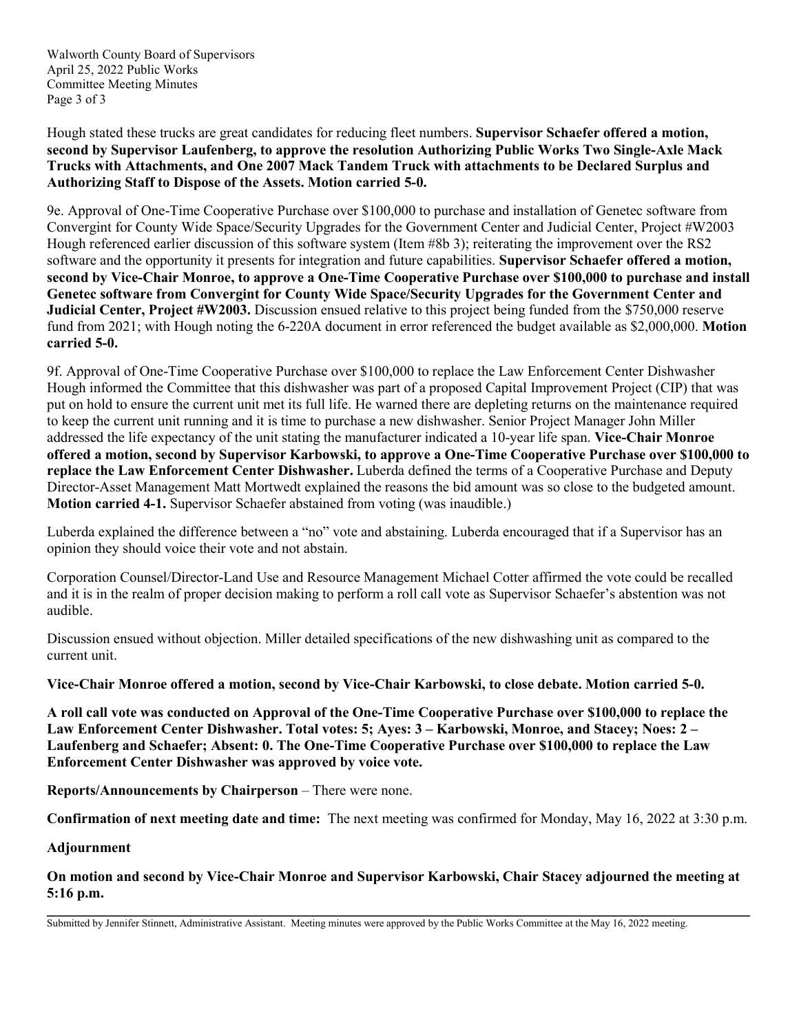Hough stated these trucks are great candidates for reducing fleet numbers. **Supervisor Schaefer offered a motion, second by Supervisor Laufenberg, to approve the resolution Authorizing Public Works Two Single-Axle Mack Trucks with Attachments, and One 2007 Mack Tandem Truck with attachments to be Declared Surplus and Authorizing Staff to Dispose of the Assets. Motion carried 5-0.**

9e. Approval of One-Time Cooperative Purchase over $100,000 to purchase and installation of Genetec software from Convergint for County Wide Space/Security Upgrades for the Government Center and Judicial Center, Project #W2003 Hough referenced earlier discussion of this software system (Item #8b 3); reiterating the improvement over the RS2 software and the opportunity it presents for integration and future capabilities. **Supervisor Schaefer offered a motion, second by Vice-Chair Monroe, to approve a One-Time Cooperative Purchase over $100,000 to purchase and install Genetec software from Convergint for County Wide Space/Security Upgrades for the Government Center and Judicial Center, Project #W2003.** Discussion ensued relative to this project being funded from the $750,000 reserve fund from 2021; with Hough noting the 6-220A document in error referenced the budget available as $2,000,000. **Motion carried 5-0.**

9f. Approval of One-Time Cooperative Purchase over $100,000 to replace the Law Enforcement Center Dishwasher Hough informed the Committee that this dishwasher was part of a proposed Capital Improvement Project (CIP) that was put on hold to ensure the current unit met its full life. He warned there are depleting returns on the maintenance required to keep the current unit running and it is time to purchase a new dishwasher. Senior Project Manager John Miller addressed the life expectancy of the unit stating the manufacturer indicated a 10-year life span. **Vice-Chair Monroe offered a motion, second by Supervisor Karbowski, to approve a One-Time Cooperative Purchase over $100,000 to replace the Law Enforcement Center Dishwasher.** Luberda defined the terms of a Cooperative Purchase and Deputy Director-Asset Management Matt Mortwedt explained the reasons the bid amount was so close to the budgeted amount. **Motion carried 4-1.** Supervisor Schaefer abstained from voting (was inaudible.)

Luberda explained the difference between a "no" vote and abstaining. Luberda encouraged that if a Supervisor has an opinion they should voice their vote and not abstain.

Corporation Counsel/Director-Land Use and Resource Management Michael Cotter affirmed the vote could be recalled and it is in the realm of proper decision making to perform a roll call vote as Supervisor Schaefer's abstention was not audible.

Discussion ensued without objection. Miller detailed specifications of the new dishwashing unit as compared to the current unit.

**Vice-Chair Monroe offered a motion, second by Vice-Chair Karbowski, to close debate. Motion carried 5-0.**

**A roll call vote was conducted on Approval of the One-Time Cooperative Purchase over $100,000 to replace the Law Enforcement Center Dishwasher. Total votes: 5; Ayes: 3 – Karbowski, Monroe, and Stacey; Noes: 2 – Laufenberg and Schaefer; Absent: 0. The One-Time Cooperative Purchase over $100,000 to replace the Law Enforcement Center Dishwasher was approved by voice vote.**

**Reports/Announcements by Chairperson** – There were none.

**Confirmation of next meeting date and time:** The next meeting was confirmed for Monday, May 16, 2022 at 3:30 p.m.

**Adjournment**

**On motion and second by Vice-Chair Monroe and Supervisor Karbowski, Chair Stacey adjourned the meeting at 5:16 p.m.**

Submitted by Jennifer Stinnett, Administrative Assistant. Meeting minutes were approved by the Public Works Committee at the May 16, 2022 meeting.